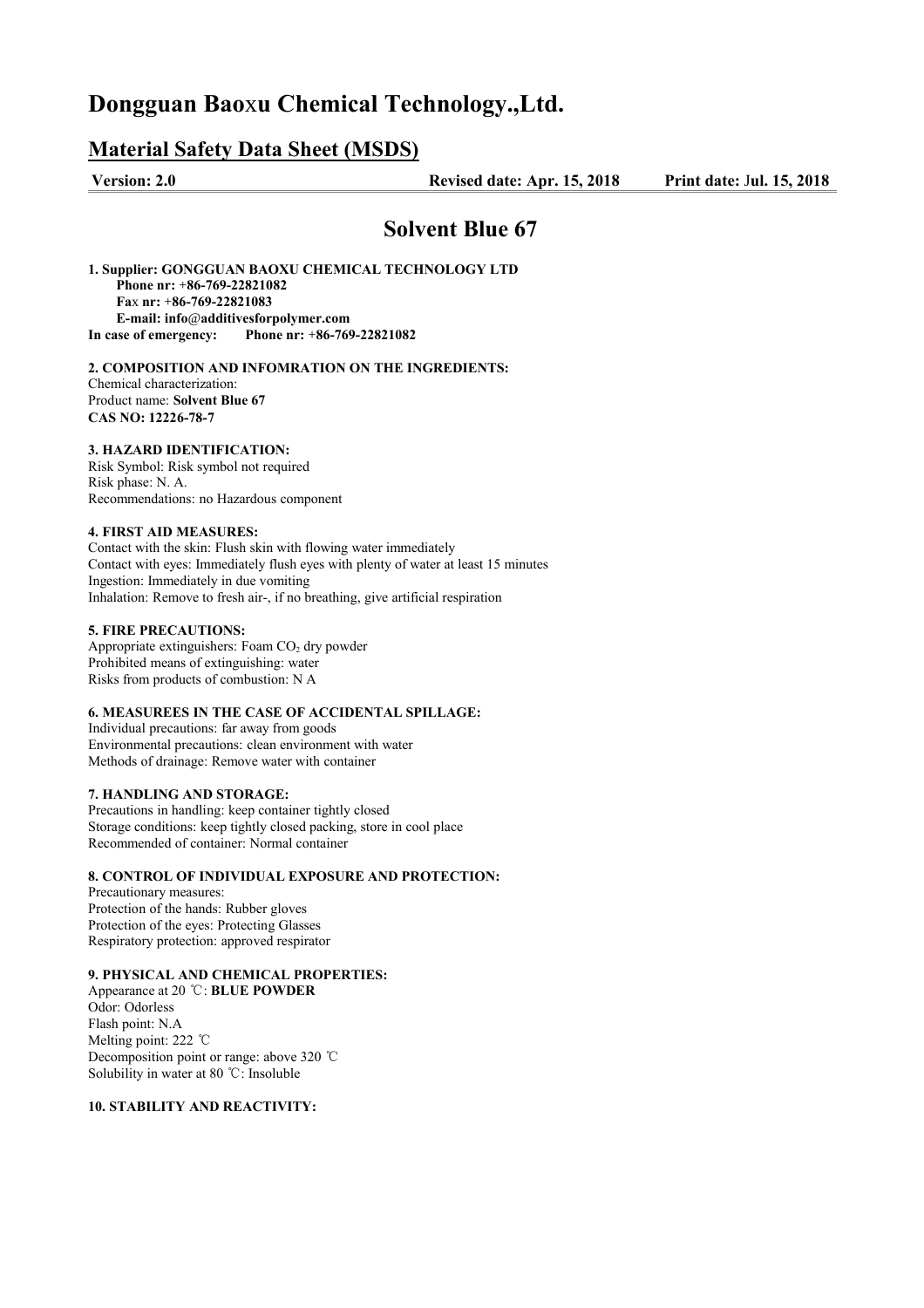# Dongguan Baoxu Chemical Technology.,Ltd.

## Material Safety Data Sheet (MSDS)

**Version: 2.0** **Revised date: Apr. 15, 2018** **Print date: Jul. 15, 2018**

## Solvent Blue 67

**1. Supplier: GONGGUAN BAOXU CHEMICAL TECHNOLOGY LTD**
**Phone nr: +86-769-22821082**
**Fax nr: +86-769-22821083**
**E-mail: info@additivesforpolymer.com**
**In case of emergency: Phone nr: +86-769-22821082**

**2. COMPOSITION AND INFOMRATION ON THE INGREDIENTS:**
Chemical characterization:
Product name: **Solvent Blue 67**
**CAS NO: 12226-78-7**

**3. HAZARD IDENTIFICATION:**
Risk Symbol: Risk symbol not required
Risk phase: N. A.
Recommendations: no Hazardous component

**4. FIRST AID MEASURES:**
Contact with the skin: Flush skin with flowing water immediately
Contact with eyes: Immediately flush eyes with plenty of water at least 15 minutes
Ingestion: Immediately in due vomiting
Inhalation: Remove to fresh air-, if no breathing, give artificial respiration

**5. FIRE PRECAUTIONS:**
Appropriate extinguishers: Foam $CO_2$ dry powder
Prohibited means of extinguishing: water
Risks from products of combustion: N A

**6. MEASUREES IN THE CASE OF ACCIDENTAL SPILLAGE:**
Individual precautions: far away from goods
Environmental precautions: clean environment with water
Methods of drainage: Remove water with container

**7. HANDLING AND STORAGE:**
Precautions in handling: keep container tightly closed
Storage conditions: keep tightly closed packing, store in cool place
Recommended of container: Normal container

**8. CONTROL OF INDIVIDUAL EXPOSURE AND PROTECTION:**
Precautionary measures:
Protection of the hands: Rubber gloves
Protection of the eyes: Protecting Glasses
Respiratory protection: approved respirator

**9. PHYSICAL AND CHEMICAL PROPERTIES:**
Appearance at 20 ℃: **BLUE POWDER**
Odor: Odorless
Flash point: N.A
Melting point: 222 ℃
Decomposition point or range: above 320 ℃
Solubility in water at 80 ℃: Insoluble

**10. STABILITY AND REACTIVITY:**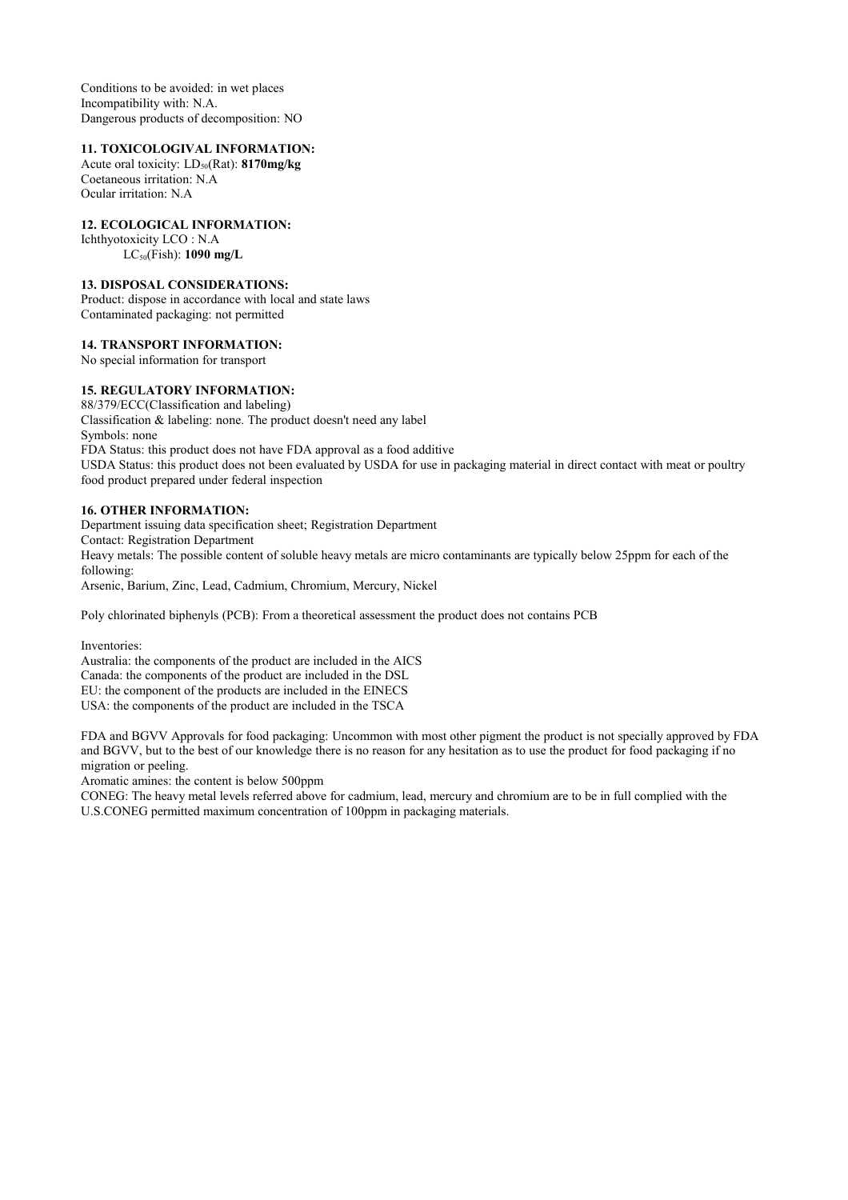Conditions to be avoided: in wet places
Incompatibility with: N.A.
Dangerous products of decomposition: NO

### 11. TOXICOLOGIVAL INFORMATION:

Acute oral toxicity: $LD_{50}$(Rat): **8170mg/kg**
Coetaneous irritation: N.A
Ocular irritation: N.A

### 12. ECOLOGICAL INFORMATION:

Ichthyotoxicity LCO : N.A
$LC_{50}$(Fish): **1090 mg/L**

### 13. DISPOSAL CONSIDERATIONS:

Product: dispose in accordance with local and state laws
Contaminated packaging: not permitted

### 14. TRANSPORT INFORMATION:

No special information for transport

### 15. REGULATORY INFORMATION:

88/379/ECC(Classification and labeling)
Classification & labeling: none. The product doesn't need any label
Symbols: none
FDA Status: this product does not have FDA approval as a food additive
USDA Status: this product does not been evaluated by USDA for use in packaging material in direct contact with meat or poultry food product prepared under federal inspection

### 16. OTHER INFORMATION:

Department issuing data specification sheet; Registration Department
Contact: Registration Department
Heavy metals: The possible content of soluble heavy metals are micro contaminants are typically below 25ppm for each of the following:
Arsenic, Barium, Zinc, Lead, Cadmium, Chromium, Mercury, Nickel

Poly chlorinated biphenyls (PCB): From a theoretical assessment the product does not contains PCB

Inventories:
Australia: the components of the product are included in the AICS
Canada: the components of the product are included in the DSL
EU: the component of the products are included in the EINECS
USA: the components of the product are included in the TSCA

FDA and BGVV Approvals for food packaging: Uncommon with most other pigment the product is not specially approved by FDA and BGVV, but to the best of our knowledge there is no reason for any hesitation as to use the product for food packaging if no migration or peeling.
Aromatic amines: the content is below 500ppm
CONEG: The heavy metal levels referred above for cadmium, lead, mercury and chromium are to be in full complied with the U.S.CONEG permitted maximum concentration of 100ppm in packaging materials.